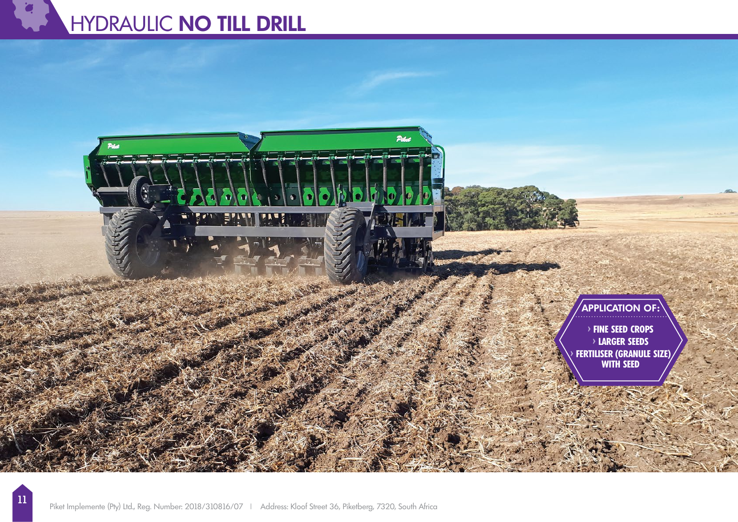# HYDRAULIC **NO TILL DRILL**

**APPLICATION OF:**

- **FINE SEED CROPS**
- **LARGER SEEDS**
- **FERTILISER (GRANULE SIZE) WITH SEED**

Piket Implemente (Pty) Ltd., Reg. Number: 2018/310816/07 | Address: Kloof Street 36, Piketberg, 7320, South Africa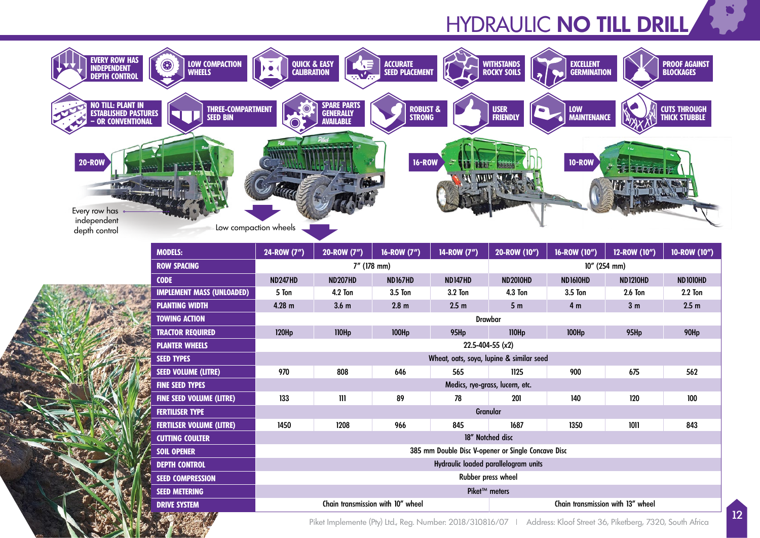# HYDRAULIC **NO TILL DRILL**

- EVERY ROW HAS INDEPENDENT DEPTH CONTROL
- LOW COMPACTION WHEELS
- QUICK & EASY CALIBRATION
- ACCURATE SEED PLACEMENT
- WITHSTANDS ROCKY SOILS
- EXCELLENT GERMINATION
- PROOF AGAINST BLOCKAGES
- NO TILL: PLANT IN ESTABLISHED PASTURES – OR CONVENTIONAL
- THREE-COMPARTMENT SEED BIN
- SPARE PARTS GENERALLY AVAILABLE
- ROBUST & STRONG
- USER FRIENDLY
- LOW MAINTENANCE
- CUTS THROUGH THICK STUBBLE

20-ROW

16-ROW

10-ROW

Every row has independent depth control

Low compaction wheels

| MODELS: | 24-ROW (7") | 20-ROW (7") | 16-ROW (7") | 14-ROW (7") | 20-ROW (10") | 16-ROW (10") | 12-ROW (10") | 10-ROW (10") |
|---|---|---|---|---|---|---|---|---|
| ROW SPACING | 7" (178 mm) | | | | 10" (254 mm) | | | |
| CODE | ND247HD | ND207HD | ND167HD | ND147HD | ND2010HD | ND1610HD | ND1210HD | ND1010HD |
| IMPLEMENT MASS (UNLOADED) | 5 Ton | 4.2 Ton | 3.5 Ton | 3.2 Ton | 4.3 Ton | 3.5 Ton | 2.6 Ton | 2.2 Ton |
| PLANTING WIDTH | 4.28 m | 3.6 m | 2.8 m | 2.5 m | 5 m | 4 m | 3 m | 2.5 m |
| TOWING ACTION | Drawbar | | | | | | | |
| TRACTOR REQUIRED | 120Hp | 110Hp | 100Hp | 95Hp | 110Hp | 100Hp | 95Hp | 90Hp |
| PLANTER WHEELS | 22.5-404-55 (x2) | | | | | | | |
| SEED TYPES | Wheat, oats, soya, lupine & similar seed | | | | | | | |
| SEED VOLUME (LITRE) | 970 | 808 | 646 | 565 | 1125 | 900 | 675 | 562 |
| FINE SEED TYPES | Medics, rye-grass, lucern, etc. | | | | | | | |
| FINE SEED VOLUME (LITRE) | 133 | 111 | 89 | 78 | 201 | 140 | 120 | 100 |
| FERTILISER TYPE | Granular | | | | | | | |
| FERTILSER VOLUME (LITRE) | 1450 | 1208 | 966 | 845 | 1687 | 1350 | 1011 | 843 |
| CUTTING COULTER | 18" Notched disc | | | | | | | |
| SOIL OPENER | 385 mm Double Disc V-opener or Single Concave Disc | | | | | | | |
| DEPTH CONTROL | Hydraulic loaded parallelogram units | | | | | | | |
| SEED COMPRESSION | Rubber press wheel | | | | | | | |
| SEED METERING | Piket™ meters | | | | | | | |
| DRIVE SYSTEM | Chain transmission with 10" wheel | | | | Chain transmission with 13" wheel | | | |

Piket Implemente (Pty) Ltd., Reg. Number: 2018/310816/07 | Address: Kloof Street 36, Piketberg, 7320, South Africa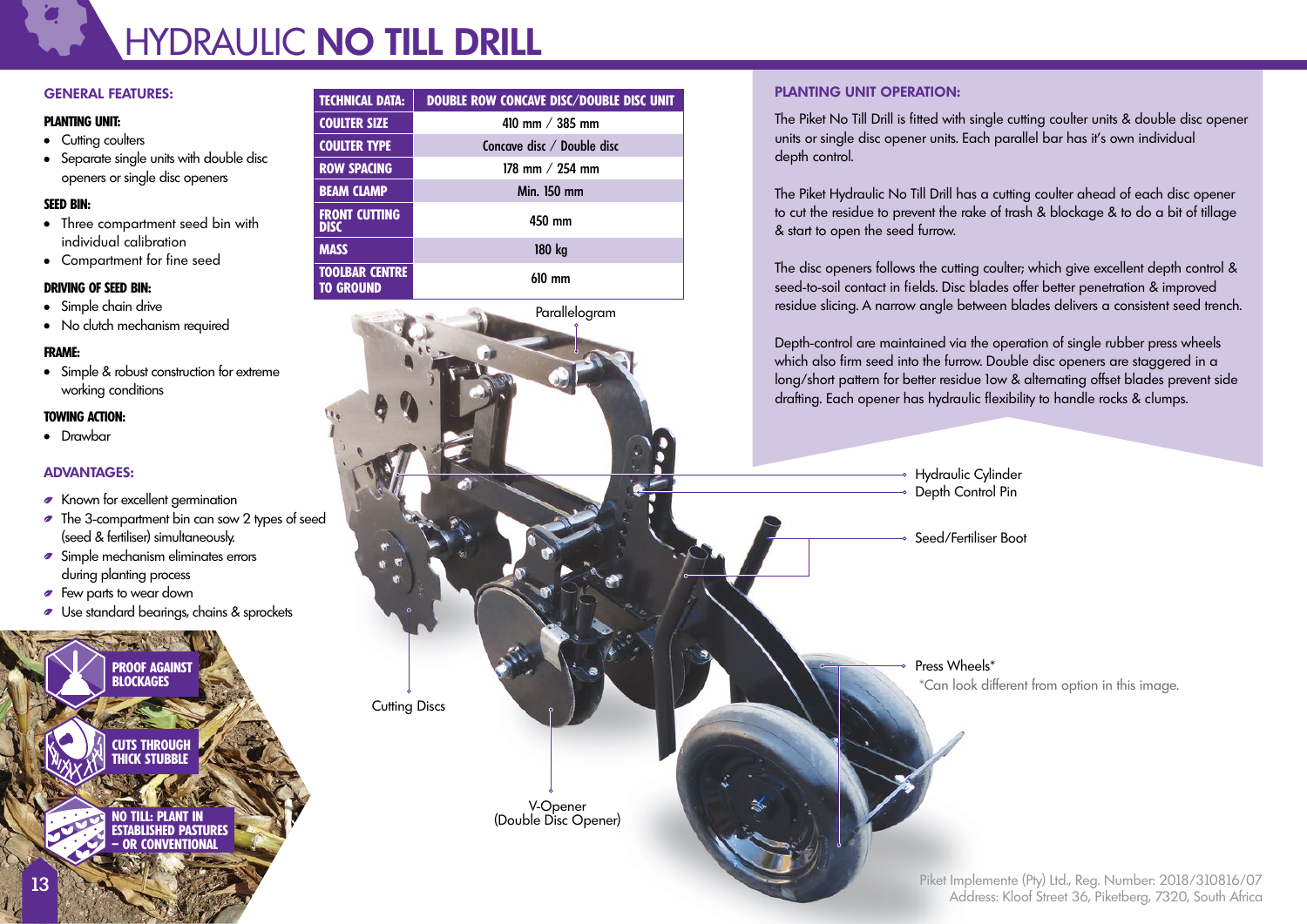# HYDRAULIC **NO TILL DRILL**

## GENERAL FEATURES:

**PLANTING UNIT:**

- Cutting coulters
- Separate single units with double disc openers or single disc openers

**SEED BIN:**

- Three compartment seed bin with individual calibration
- Compartment for fine seed

**DRIVING OF SEED BIN:**

- Simple chain drive
- No clutch mechanism required

**FRAME:**

- Simple & robust construction for extreme working conditions

**TOWING ACTION:**

- Drawbar

## ADVANTAGES:

- Known for excellent germination
- The 3-compartment bin can sow 2 types of seed (seed & fertiliser) simultaneously.
- Simple mechanism eliminates errors during planting process
- Few parts to wear down
- Use standard bearings, chains & sprockets

**PROOF AGAINST BLOCKAGES**

**CUTS THROUGH THICK STUBBLE**

**NO TILL: PLANT IN ESTABLISHED PASTURES – OR CONVENTIONAL**

| TECHNICAL DATA: | DOUBLE ROW CONCAVE DISC/DOUBLE DISC UNIT |
|---|---|
| COULTER SIZE | 410 mm / 385 mm |
| COULTER TYPE | Concave disc / Double disc |
| ROW SPACING | 178 mm / 254 mm |
| BEAM CLAMP | Min. 150 mm |
| FRONT CUTTING DISC | 450 mm |
| MASS | 180 kg |
| TOOLBAR CENTRE TO GROUND | 610 mm |

## PLANTING UNIT OPERATION:

The Piket No Till Drill is fitted with single cutting coulter units & double disc opener units or single disc opener units. Each parallel bar has it's own individual depth control.

The Piket Hydraulic No Till Drill has a cutting coulter ahead of each disc opener to cut the residue to prevent the rake of trash & blockage & to do a bit of tillage & start to open the seed furrow.

The disc openers follows the cutting coulter; which give excellent depth control & seed-to-soil contact in fields. Disc blades offer better penetration & improved residue slicing. A narrow angle between blades delivers a consistent seed trench.

Depth-control are maintained via the operation of single rubber press wheels which also firm seed into the furrow. Double disc openers are staggered in a long/short pattern for better residue 1ow & alternating offset blades prevent side drafting. Each opener has hydraulic flexibility to handle rocks & clumps.

Parallelogram

Hydraulic Cylinder

Depth Control Pin

Seed/Fertiliser Boot

Press Wheels*

*Can look different from option in this image.

Cutting Discs

V-Opener
(Double Disc Opener)

Piket Implemente (Pty) Ltd., Reg. Number: 2018/310816/07
Address: Kloof Street 36, Piketberg, 7320, South Africa